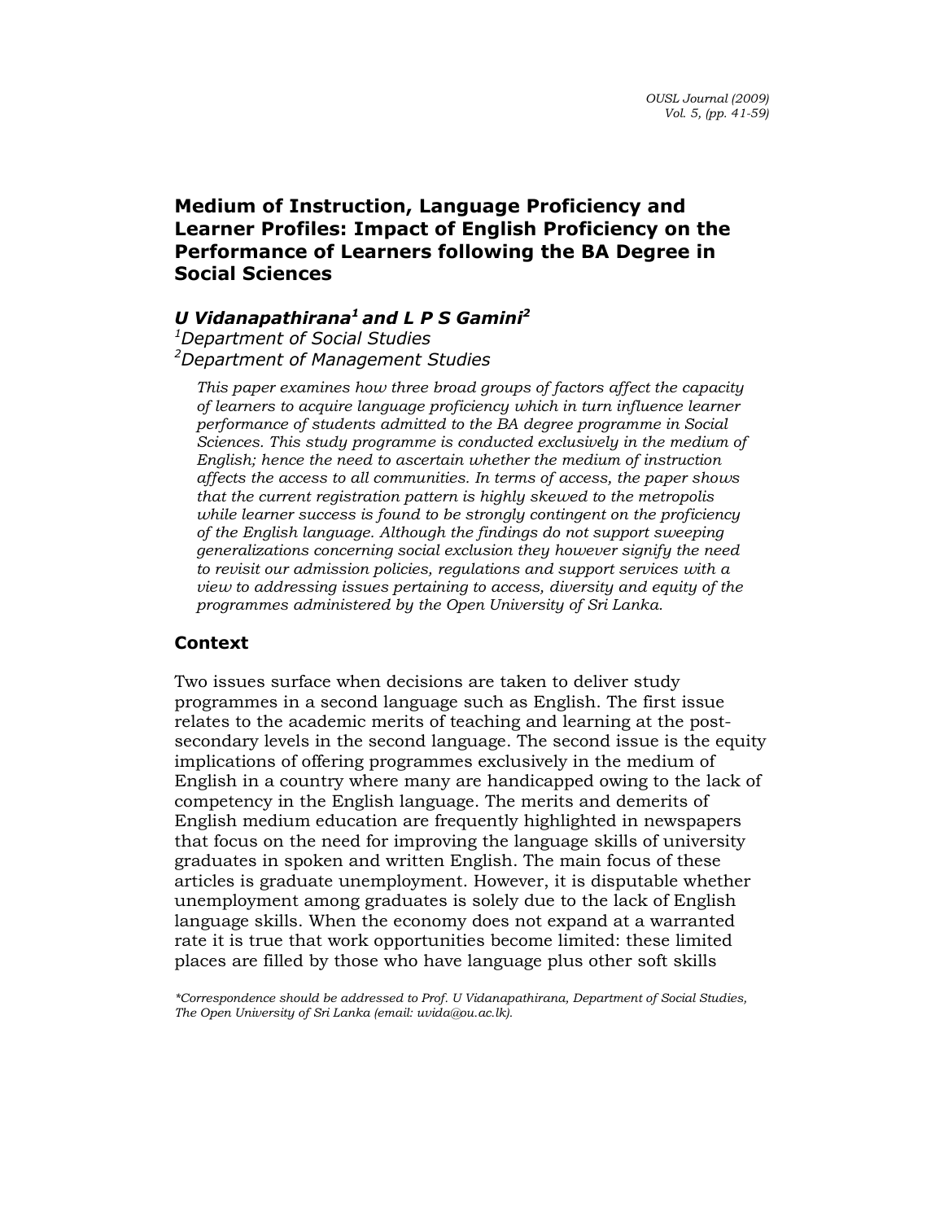# Medium of Instruction, Language Proficiency and Learner Profiles: Impact of English Proficiency on the Performance of Learners following the BA Degree in Social Sciences

***U Vidanapathirana[1] and L P S Gamini[2]***

*[1]Department of Social Studies*
*[2]Department of Management Studies*

*This paper examines how three broad groups of factors affect the capacity of learners to acquire language proficiency which in turn influence learner performance of students admitted to the BA degree programme in Social Sciences. This study programme is conducted exclusively in the medium of English; hence the need to ascertain whether the medium of instruction affects the access to all communities. In terms of access, the paper shows that the current registration pattern is highly skewed to the metropolis while learner success is found to be strongly contingent on the proficiency of the English language. Although the findings do not support sweeping generalizations concerning social exclusion they however signify the need to revisit our admission policies, regulations and support services with a view to addressing issues pertaining to access, diversity and equity of the programmes administered by the Open University of Sri Lanka.*

## Context

Two issues surface when decisions are taken to deliver study programmes in a second language such as English. The first issue relates to the academic merits of teaching and learning at the post-secondary levels in the second language. The second issue is the equity implications of offering programmes exclusively in the medium of English in a country where many are handicapped owing to the lack of competency in the English language. The merits and demerits of English medium education are frequently highlighted in newspapers that focus on the need for improving the language skills of university graduates in spoken and written English. The main focus of these articles is graduate unemployment. However, it is disputable whether unemployment among graduates is solely due to the lack of English language skills. When the economy does not expand at a warranted rate it is true that work opportunities become limited: these limited places are filled by those who have language plus other soft skills

*\*Correspondence should be addressed to Prof. U Vidanapathirana, Department of Social Studies, The Open University of Sri Lanka (email: uvida@ou.ac.lk).*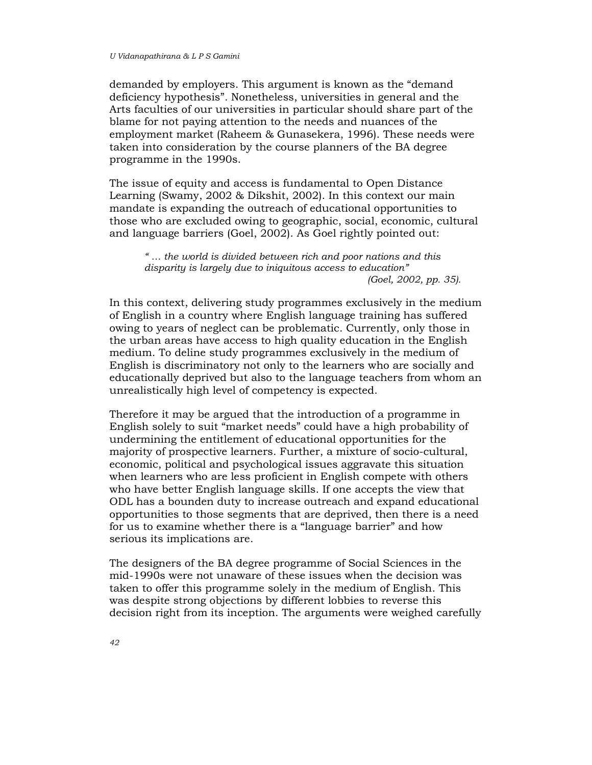demanded by employers. This argument is known as the “demand deficiency hypothesis”. Nonetheless, universities in general and the Arts faculties of our universities in particular should share part of the blame for not paying attention to the needs and nuances of the employment market (Raheem & Gunasekera, 1996). These needs were taken into consideration by the course planners of the BA degree programme in the 1990s.

The issue of equity and access is fundamental to Open Distance Learning (Swamy, 2002 & Dikshit, 2002). In this context our main mandate is expanding the outreach of educational opportunities to those who are excluded owing to geographic, social, economic, cultural and language barriers (Goel, 2002). As Goel rightly pointed out:

> *“ … the world is divided between rich and poor nations and this disparity is largely due to iniquitous access to education”*
>
> *(Goel, 2002, pp. 35).*

In this context, delivering study programmes exclusively in the medium of English in a country where English language training has suffered owing to years of neglect can be problematic. Currently, only those in the urban areas have access to high quality education in the English medium. To deline study programmes exclusively in the medium of English is discriminatory not only to the learners who are socially and educationally deprived but also to the language teachers from whom an unrealistically high level of competency is expected.

Therefore it may be argued that the introduction of a programme in English solely to suit “market needs” could have a high probability of undermining the entitlement of educational opportunities for the majority of prospective learners. Further, a mixture of socio-cultural, economic, political and psychological issues aggravate this situation when learners who are less proficient in English compete with others who have better English language skills. If one accepts the view that ODL has a bounden duty to increase outreach and expand educational opportunities to those segments that are deprived, then there is a need for us to examine whether there is a “language barrier” and how serious its implications are.

The designers of the BA degree programme of Social Sciences in the mid-1990s were not unaware of these issues when the decision was taken to offer this programme solely in the medium of English. This was despite strong objections by different lobbies to reverse this decision right from its inception. The arguments were weighed carefully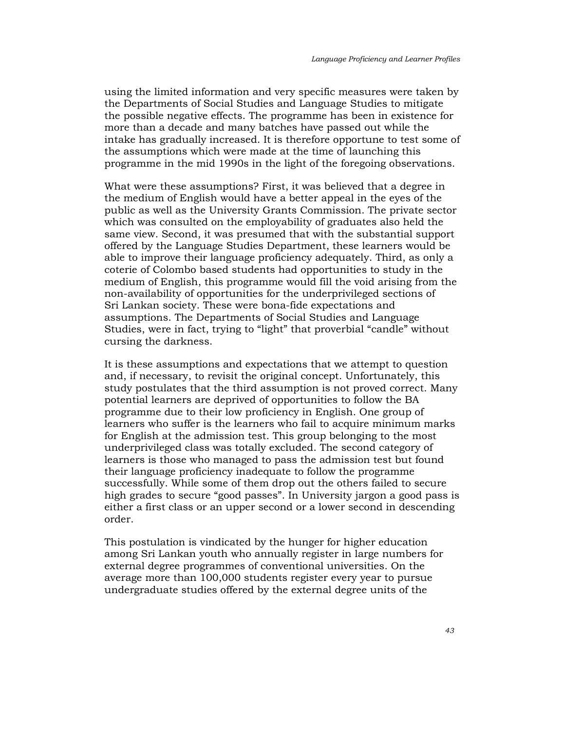using the limited information and very specific measures were taken by the Departments of Social Studies and Language Studies to mitigate the possible negative effects. The programme has been in existence for more than a decade and many batches have passed out while the intake has gradually increased. It is therefore opportune to test some of the assumptions which were made at the time of launching this programme in the mid 1990s in the light of the foregoing observations.

What were these assumptions? First, it was believed that a degree in the medium of English would have a better appeal in the eyes of the public as well as the University Grants Commission. The private sector which was consulted on the employability of graduates also held the same view. Second, it was presumed that with the substantial support offered by the Language Studies Department, these learners would be able to improve their language proficiency adequately. Third, as only a coterie of Colombo based students had opportunities to study in the medium of English, this programme would fill the void arising from the non-availability of opportunities for the underprivileged sections of Sri Lankan society. These were bona-fide expectations and assumptions. The Departments of Social Studies and Language Studies, were in fact, trying to "light" that proverbial "candle" without cursing the darkness.

It is these assumptions and expectations that we attempt to question and, if necessary, to revisit the original concept. Unfortunately, this study postulates that the third assumption is not proved correct. Many potential learners are deprived of opportunities to follow the BA programme due to their low proficiency in English. One group of learners who suffer is the learners who fail to acquire minimum marks for English at the admission test. This group belonging to the most underprivileged class was totally excluded. The second category of learners is those who managed to pass the admission test but found their language proficiency inadequate to follow the programme successfully. While some of them drop out the others failed to secure high grades to secure "good passes". In University jargon a good pass is either a first class or an upper second or a lower second in descending order.

This postulation is vindicated by the hunger for higher education among Sri Lankan youth who annually register in large numbers for external degree programmes of conventional universities. On the average more than 100,000 students register every year to pursue undergraduate studies offered by the external degree units of the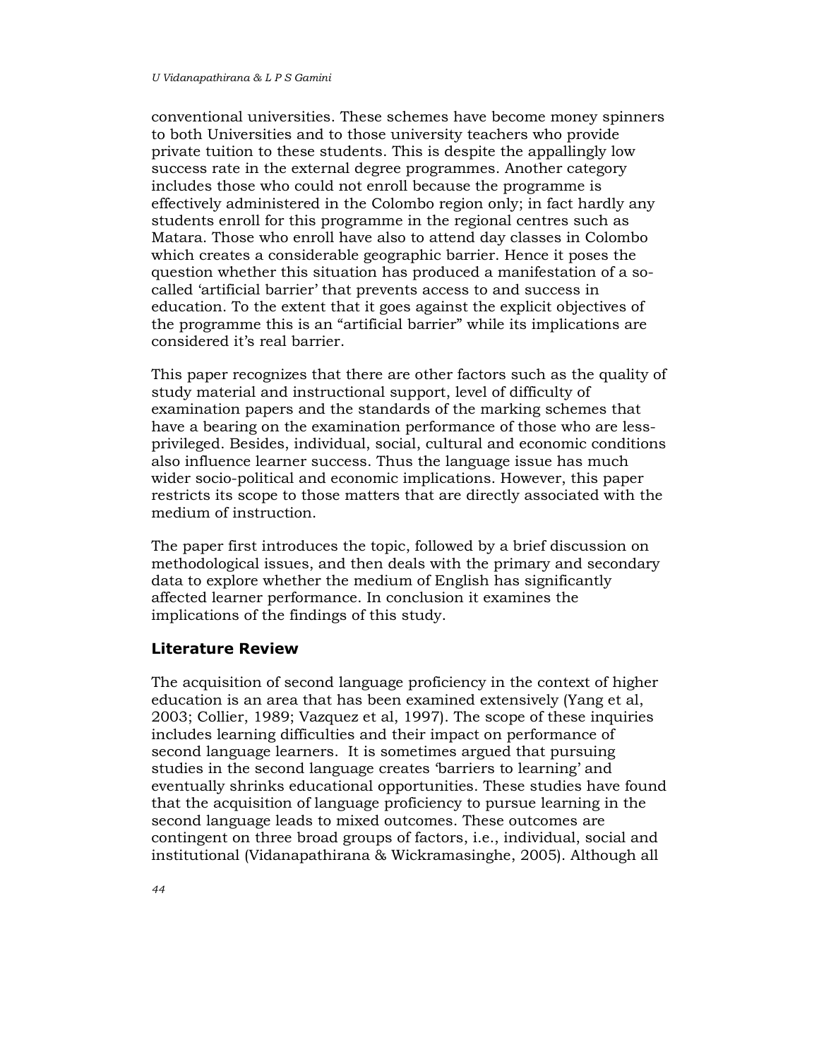conventional universities. These schemes have become money spinners to both Universities and to those university teachers who provide private tuition to these students. This is despite the appallingly low success rate in the external degree programmes. Another category includes those who could not enroll because the programme is effectively administered in the Colombo region only; in fact hardly any students enroll for this programme in the regional centres such as Matara. Those who enroll have also to attend day classes in Colombo which creates a considerable geographic barrier. Hence it poses the question whether this situation has produced a manifestation of a so-called 'artificial barrier' that prevents access to and success in education. To the extent that it goes against the explicit objectives of the programme this is an "artificial barrier" while its implications are considered it's real barrier.

This paper recognizes that there are other factors such as the quality of study material and instructional support, level of difficulty of examination papers and the standards of the marking schemes that have a bearing on the examination performance of those who are less-privileged. Besides, individual, social, cultural and economic conditions also influence learner success. Thus the language issue has much wider socio-political and economic implications. However, this paper restricts its scope to those matters that are directly associated with the medium of instruction.

The paper first introduces the topic, followed by a brief discussion on methodological issues, and then deals with the primary and secondary data to explore whether the medium of English has significantly affected learner performance. In conclusion it examines the implications of the findings of this study.

## Literature Review

The acquisition of second language proficiency in the context of higher education is an area that has been examined extensively (Yang et al, 2003; Collier, 1989; Vazquez et al, 1997). The scope of these inquiries includes learning difficulties and their impact on performance of second language learners. It is sometimes argued that pursuing studies in the second language creates 'barriers to learning' and eventually shrinks educational opportunities. These studies have found that the acquisition of language proficiency to pursue learning in the second language leads to mixed outcomes. These outcomes are contingent on three broad groups of factors, i.e., individual, social and institutional (Vidanapathirana & Wickramasinghe, 2005). Although all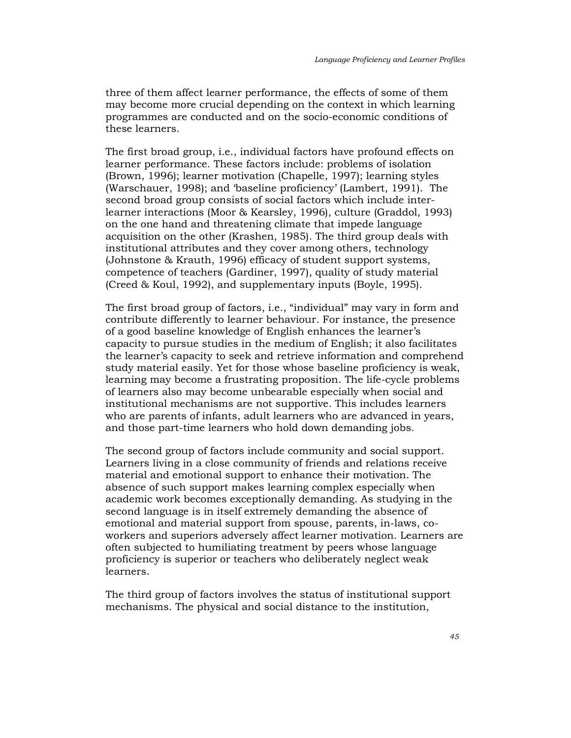three of them affect learner performance, the effects of some of them may become more crucial depending on the context in which learning programmes are conducted and on the socio-economic conditions of these learners.

The first broad group, i.e., individual factors have profound effects on learner performance. These factors include: problems of isolation (Brown, 1996); learner motivation (Chapelle, 1997); learning styles (Warschauer, 1998); and 'baseline proficiency' (Lambert, 1991). The second broad group consists of social factors which include inter-learner interactions (Moor & Kearsley, 1996), culture (Graddol, 1993) on the one hand and threatening climate that impede language acquisition on the other (Krashen, 1985). The third group deals with institutional attributes and they cover among others, technology (Johnstone & Krauth, 1996) efficacy of student support systems, competence of teachers (Gardiner, 1997), quality of study material (Creed & Koul, 1992), and supplementary inputs (Boyle, 1995).

The first broad group of factors, i.e., "individual" may vary in form and contribute differently to learner behaviour. For instance, the presence of a good baseline knowledge of English enhances the learner's capacity to pursue studies in the medium of English; it also facilitates the learner's capacity to seek and retrieve information and comprehend study material easily. Yet for those whose baseline proficiency is weak, learning may become a frustrating proposition. The life-cycle problems of learners also may become unbearable especially when social and institutional mechanisms are not supportive. This includes learners who are parents of infants, adult learners who are advanced in years, and those part-time learners who hold down demanding jobs.

The second group of factors include community and social support. Learners living in a close community of friends and relations receive material and emotional support to enhance their motivation. The absence of such support makes learning complex especially when academic work becomes exceptionally demanding. As studying in the second language is in itself extremely demanding the absence of emotional and material support from spouse, parents, in-laws, co-workers and superiors adversely affect learner motivation. Learners are often subjected to humiliating treatment by peers whose language proficiency is superior or teachers who deliberately neglect weak learners.

The third group of factors involves the status of institutional support mechanisms. The physical and social distance to the institution,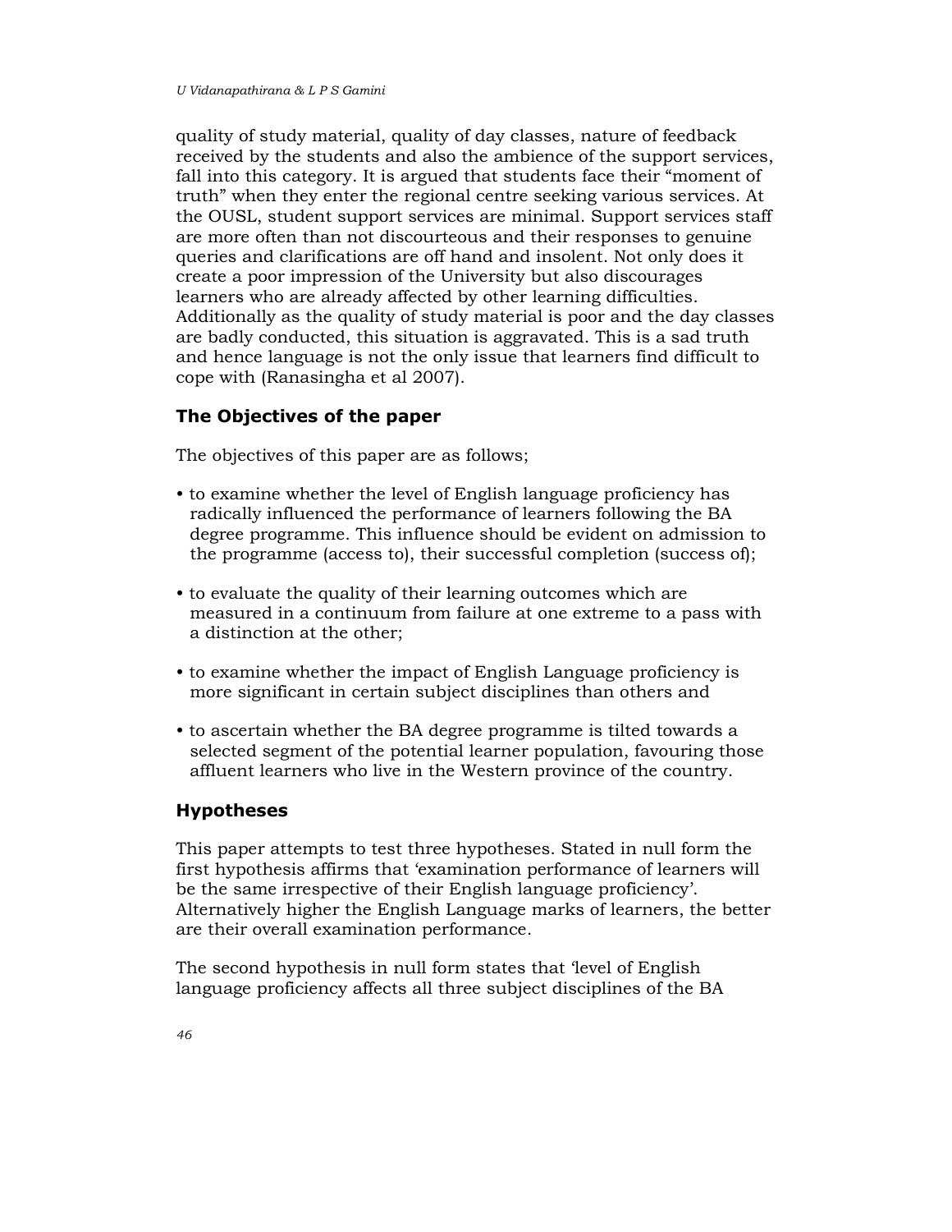quality of study material, quality of day classes, nature of feedback received by the students and also the ambience of the support services, fall into this category. It is argued that students face their "moment of truth" when they enter the regional centre seeking various services. At the OUSL, student support services are minimal. Support services staff are more often than not discourteous and their responses to genuine queries and clarifications are off hand and insolent. Not only does it create a poor impression of the University but also discourages learners who are already affected by other learning difficulties. Additionally as the quality of study material is poor and the day classes are badly conducted, this situation is aggravated. This is a sad truth and hence language is not the only issue that learners find difficult to cope with (Ranasingha et al 2007).

## The Objectives of the paper

The objectives of this paper are as follows;

- to examine whether the level of English language proficiency has radically influenced the performance of learners following the BA degree programme. This influence should be evident on admission to the programme (access to), their successful completion (success of);
- to evaluate the quality of their learning outcomes which are measured in a continuum from failure at one extreme to a pass with a distinction at the other;
- to examine whether the impact of English Language proficiency is more significant in certain subject disciplines than others and
- to ascertain whether the BA degree programme is tilted towards a selected segment of the potential learner population, favouring those affluent learners who live in the Western province of the country.

## Hypotheses

This paper attempts to test three hypotheses. Stated in null form the first hypothesis affirms that 'examination performance of learners will be the same irrespective of their English language proficiency'. Alternatively higher the English Language marks of learners, the better are their overall examination performance.

The second hypothesis in null form states that 'level of English language proficiency affects all three subject disciplines of the BA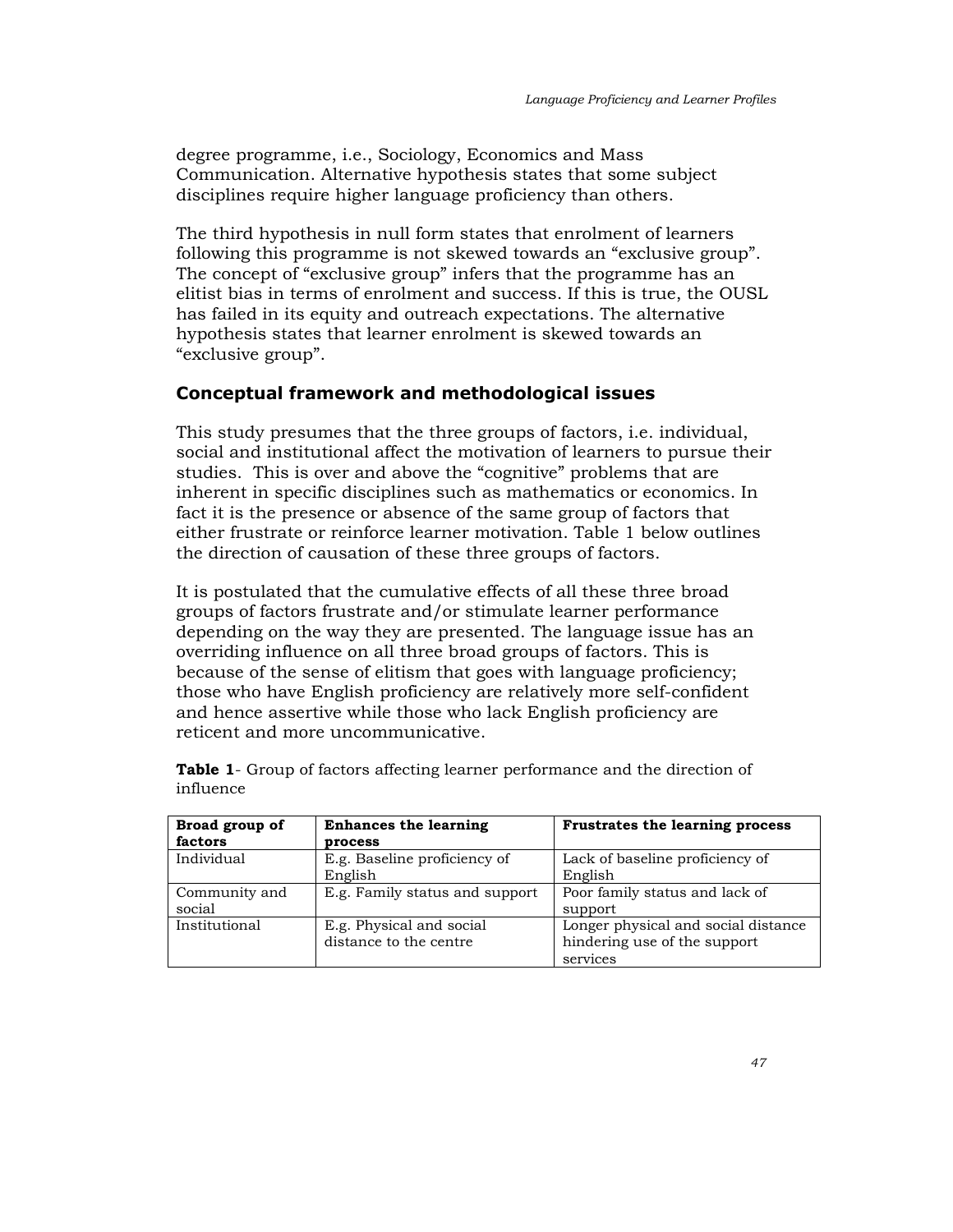degree programme, i.e., Sociology, Economics and Mass Communication. Alternative hypothesis states that some subject disciplines require higher language proficiency than others.

The third hypothesis in null form states that enrolment of learners following this programme is not skewed towards an "exclusive group". The concept of "exclusive group" infers that the programme has an elitist bias in terms of enrolment and success. If this is true, the OUSL has failed in its equity and outreach expectations. The alternative hypothesis states that learner enrolment is skewed towards an "exclusive group".

## Conceptual framework and methodological issues

This study presumes that the three groups of factors, i.e. individual, social and institutional affect the motivation of learners to pursue their studies. This is over and above the "cognitive" problems that are inherent in specific disciplines such as mathematics or economics. In fact it is the presence or absence of the same group of factors that either frustrate or reinforce learner motivation. Table 1 below outlines the direction of causation of these three groups of factors.

It is postulated that the cumulative effects of all these three broad groups of factors frustrate and/or stimulate learner performance depending on the way they are presented. The language issue has an overriding influence on all three broad groups of factors. This is because of the sense of elitism that goes with language proficiency; those who have English proficiency are relatively more self-confident and hence assertive while those who lack English proficiency are reticent and more uncommunicative.

**Table 1**- Group of factors affecting learner performance and the direction of influence

| Broad group of factors | Enhances the learning process | Frustrates the learning process |
|---|---|---|
| Individual | E.g. Baseline proficiency of English | Lack of baseline proficiency of English |
| Community and social | E.g. Family status and support | Poor family status and lack of support |
| Institutional | E.g. Physical and social distance to the centre | Longer physical and social distance hindering use of the support services |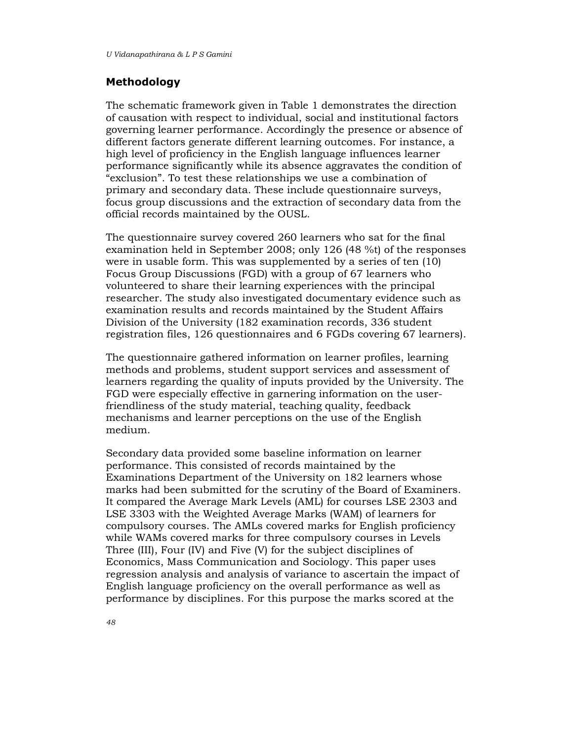## Methodology

The schematic framework given in Table 1 demonstrates the direction of causation with respect to individual, social and institutional factors governing learner performance. Accordingly the presence or absence of different factors generate different learning outcomes. For instance, a high level of proficiency in the English language influences learner performance significantly while its absence aggravates the condition of "exclusion". To test these relationships we use a combination of primary and secondary data. These include questionnaire surveys, focus group discussions and the extraction of secondary data from the official records maintained by the OUSL.

The questionnaire survey covered 260 learners who sat for the final examination held in September 2008; only 126 (48 %t) of the responses were in usable form. This was supplemented by a series of ten (10) Focus Group Discussions (FGD) with a group of 67 learners who volunteered to share their learning experiences with the principal researcher. The study also investigated documentary evidence such as examination results and records maintained by the Student Affairs Division of the University (182 examination records, 336 student registration files, 126 questionnaires and 6 FGDs covering 67 learners).

The questionnaire gathered information on learner profiles, learning methods and problems, student support services and assessment of learners regarding the quality of inputs provided by the University. The FGD were especially effective in garnering information on the user-friendliness of the study material, teaching quality, feedback mechanisms and learner perceptions on the use of the English medium.

Secondary data provided some baseline information on learner performance. This consisted of records maintained by the Examinations Department of the University on 182 learners whose marks had been submitted for the scrutiny of the Board of Examiners. It compared the Average Mark Levels (AML) for courses LSE 2303 and LSE 3303 with the Weighted Average Marks (WAM) of learners for compulsory courses. The AMLs covered marks for English proficiency while WAMs covered marks for three compulsory courses in Levels Three (III), Four (IV) and Five (V) for the subject disciplines of Economics, Mass Communication and Sociology. This paper uses regression analysis and analysis of variance to ascertain the impact of English language proficiency on the overall performance as well as performance by disciplines. For this purpose the marks scored at the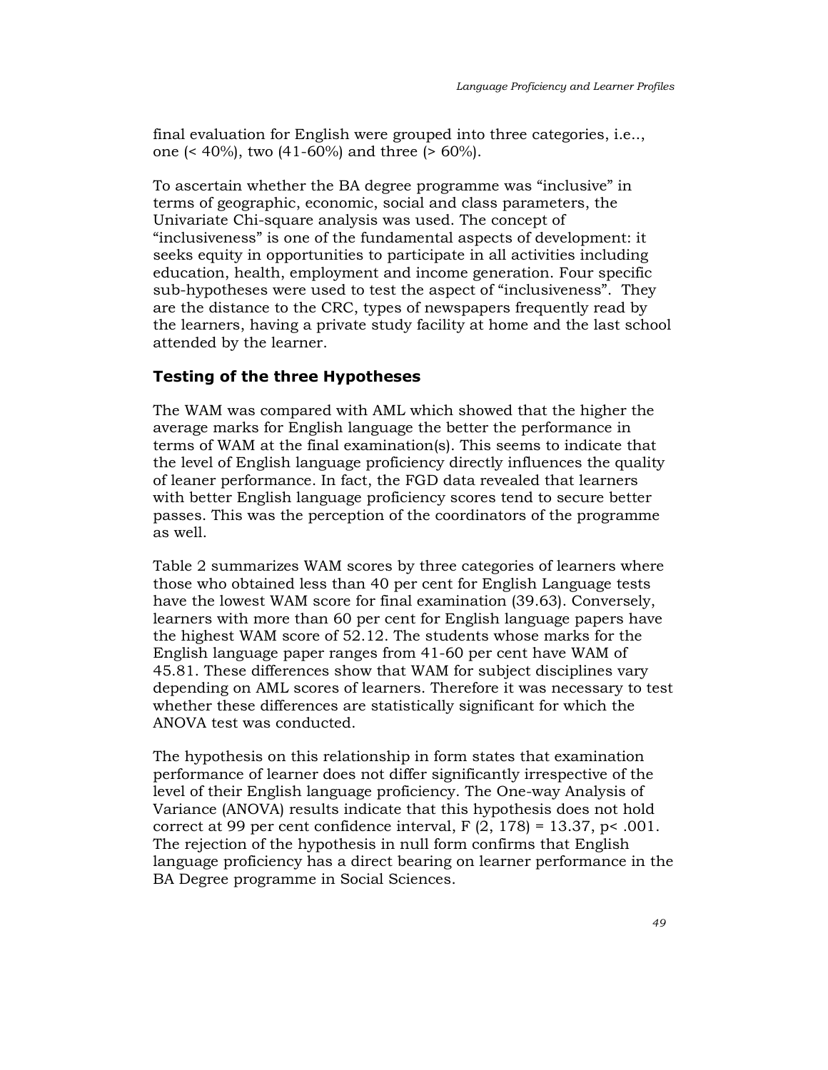final evaluation for English were grouped into three categories, i.e.., one (< 40%), two (41-60%) and three (> 60%).

To ascertain whether the BA degree programme was "inclusive" in terms of geographic, economic, social and class parameters, the Univariate Chi-square analysis was used. The concept of "inclusiveness" is one of the fundamental aspects of development: it seeks equity in opportunities to participate in all activities including education, health, employment and income generation. Four specific sub-hypotheses were used to test the aspect of "inclusiveness". They are the distance to the CRC, types of newspapers frequently read by the learners, having a private study facility at home and the last school attended by the learner.

## Testing of the three Hypotheses

The WAM was compared with AML which showed that the higher the average marks for English language the better the performance in terms of WAM at the final examination(s). This seems to indicate that the level of English language proficiency directly influences the quality of leaner performance. In fact, the FGD data revealed that learners with better English language proficiency scores tend to secure better passes. This was the perception of the coordinators of the programme as well.

Table 2 summarizes WAM scores by three categories of learners where those who obtained less than 40 per cent for English Language tests have the lowest WAM score for final examination (39.63). Conversely, learners with more than 60 per cent for English language papers have the highest WAM score of 52.12. The students whose marks for the English language paper ranges from 41-60 per cent have WAM of 45.81. These differences show that WAM for subject disciplines vary depending on AML scores of learners. Therefore it was necessary to test whether these differences are statistically significant for which the ANOVA test was conducted.

The hypothesis on this relationship in form states that examination performance of learner does not differ significantly irrespective of the level of their English language proficiency. The One-way Analysis of Variance (ANOVA) results indicate that this hypothesis does not hold correct at 99 per cent confidence interval, $F(2, 178) = 13.37$, $p < .001$. The rejection of the hypothesis in null form confirms that English language proficiency has a direct bearing on learner performance in the BA Degree programme in Social Sciences.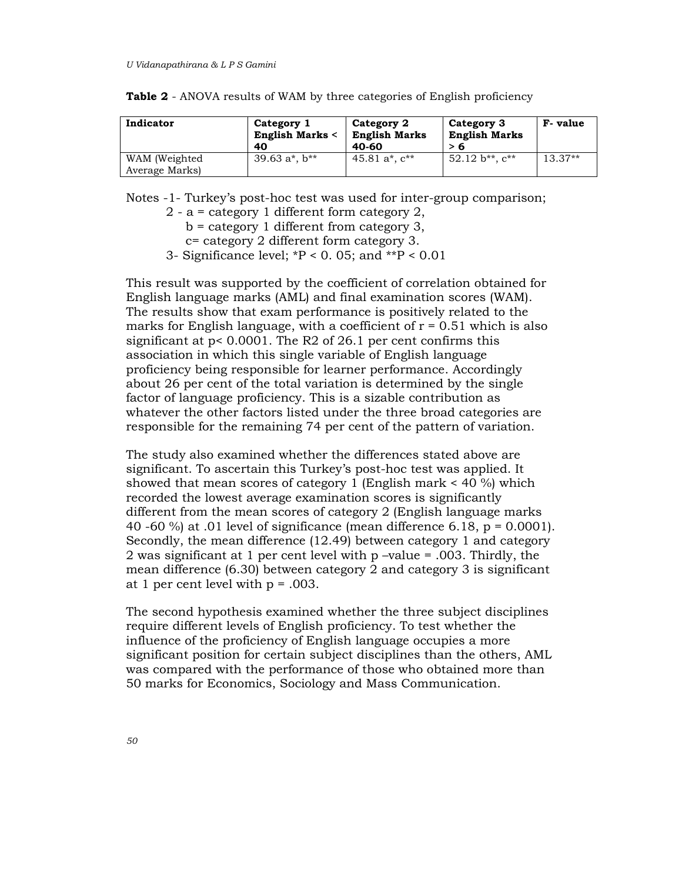**Table 2** - ANOVA results of WAM by three categories of English proficiency

| Indicator | Category 1 English Marks < 40 | Category 2 English Marks 40-60 | Category 3 English Marks > 6 | F- value |
|---|---|---|---|---|
| WAM (Weighted Average Marks) | 39.63 a*, b** | 45.81 a*, c** | 52.12 b**, c** | 13.37** |

Notes -1- Turkey's post-hoc test was used for inter-group comparison;

2 - a = category 1 different form category 2,

b = category 1 different from category 3,

c= category 2 different form category 3.

3- Significance level; $*P < 0.05$; and $**P < 0.01$

This result was supported by the coefficient of correlation obtained for English language marks (AML) and final examination scores (WAM). The results show that exam performance is positively related to the marks for English language, with a coefficient of $r = 0.51$ which is also significant at $p < 0.0001$. The $R2$ of 26.1 per cent confirms this association in which this single variable of English language proficiency being responsible for learner performance. Accordingly about 26 per cent of the total variation is determined by the single factor of language proficiency. This is a sizable contribution as whatever the other factors listed under the three broad categories are responsible for the remaining 74 per cent of the pattern of variation.

The study also examined whether the differences stated above are significant. To ascertain this Turkey's post-hoc test was applied. It showed that mean scores of category 1 (English mark < 40 %) which recorded the lowest average examination scores is significantly different from the mean scores of category 2 (English language marks 40 -60 %) at .01 level of significance (mean difference 6.18, $p = 0.0001$). Secondly, the mean difference (12.49) between category 1 and category 2 was significant at 1 per cent level with p –value = .003. Thirdly, the mean difference (6.30) between category 2 and category 3 is significant at 1 per cent level with $p = .003$.

The second hypothesis examined whether the three subject disciplines require different levels of English proficiency. To test whether the influence of the proficiency of English language occupies a more significant position for certain subject disciplines than the others, AML was compared with the performance of those who obtained more than 50 marks for Economics, Sociology and Mass Communication.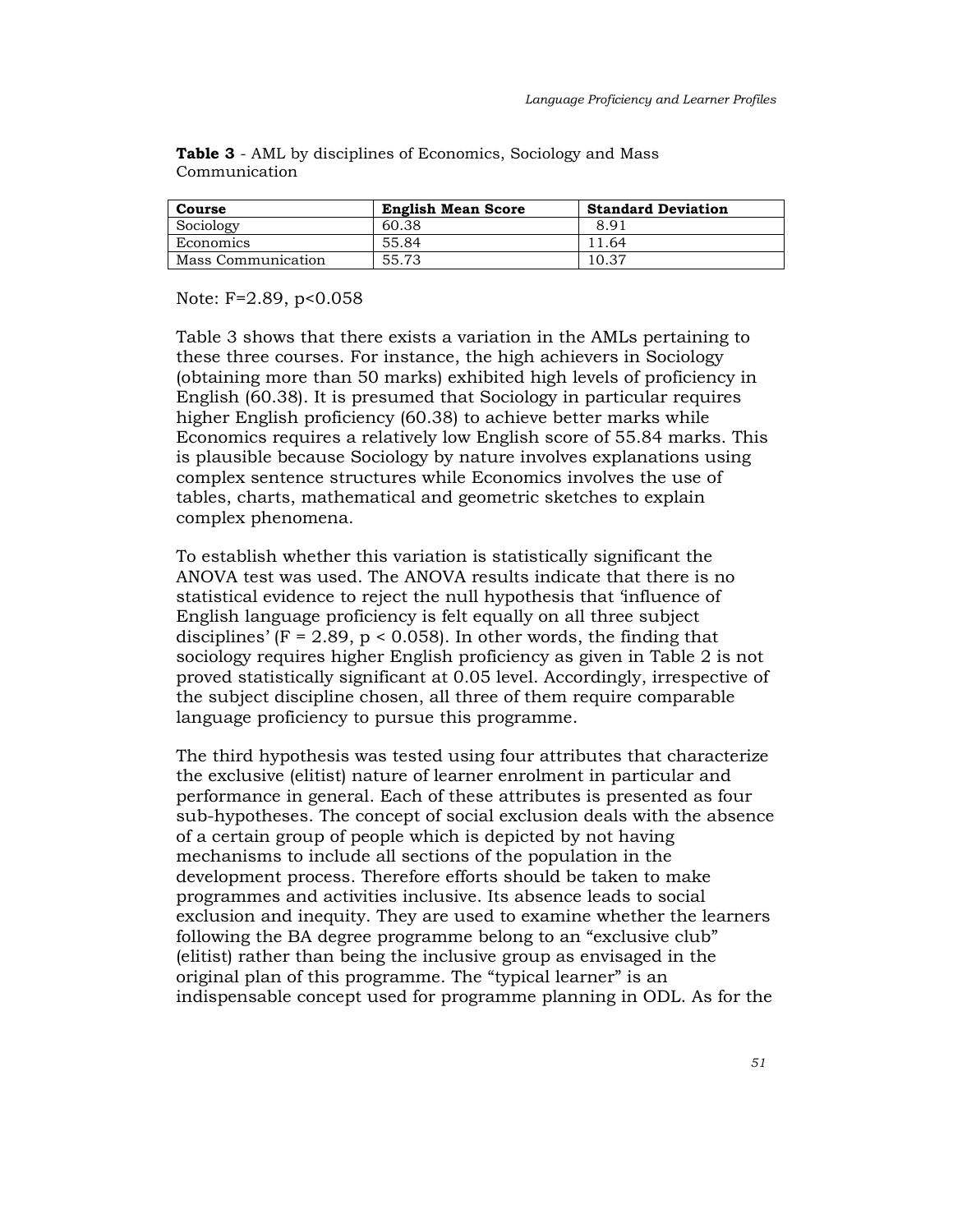**Table 3** - AML by disciplines of Economics, Sociology and Mass Communication

| Course | English Mean Score | Standard Deviation |
|---|---|---|
| Sociology | 60.38 | 8.91 |
| Economics | 55.84 | 11.64 |
| Mass Communication | 55.73 | 10.37 |

Note: $F=2.89$, $p<0.058$

Table 3 shows that there exists a variation in the AMLs pertaining to these three courses. For instance, the high achievers in Sociology (obtaining more than 50 marks) exhibited high levels of proficiency in English (60.38). It is presumed that Sociology in particular requires higher English proficiency (60.38) to achieve better marks while Economics requires a relatively low English score of 55.84 marks. This is plausible because Sociology by nature involves explanations using complex sentence structures while Economics involves the use of tables, charts, mathematical and geometric sketches to explain complex phenomena.

To establish whether this variation is statistically significant the ANOVA test was used. The ANOVA results indicate that there is no statistical evidence to reject the null hypothesis that 'influence of English language proficiency is felt equally on all three subject disciplines' ($F = 2.89$, $p < 0.058$). In other words, the finding that sociology requires higher English proficiency as given in Table 2 is not proved statistically significant at 0.05 level. Accordingly, irrespective of the subject discipline chosen, all three of them require comparable language proficiency to pursue this programme.

The third hypothesis was tested using four attributes that characterize the exclusive (elitist) nature of learner enrolment in particular and performance in general. Each of these attributes is presented as four sub-hypotheses. The concept of social exclusion deals with the absence of a certain group of people which is depicted by not having mechanisms to include all sections of the population in the development process. Therefore efforts should be taken to make programmes and activities inclusive. Its absence leads to social exclusion and inequity. They are used to examine whether the learners following the BA degree programme belong to an "exclusive club" (elitist) rather than being the inclusive group as envisaged in the original plan of this programme. The "typical learner" is an indispensable concept used for programme planning in ODL. As for the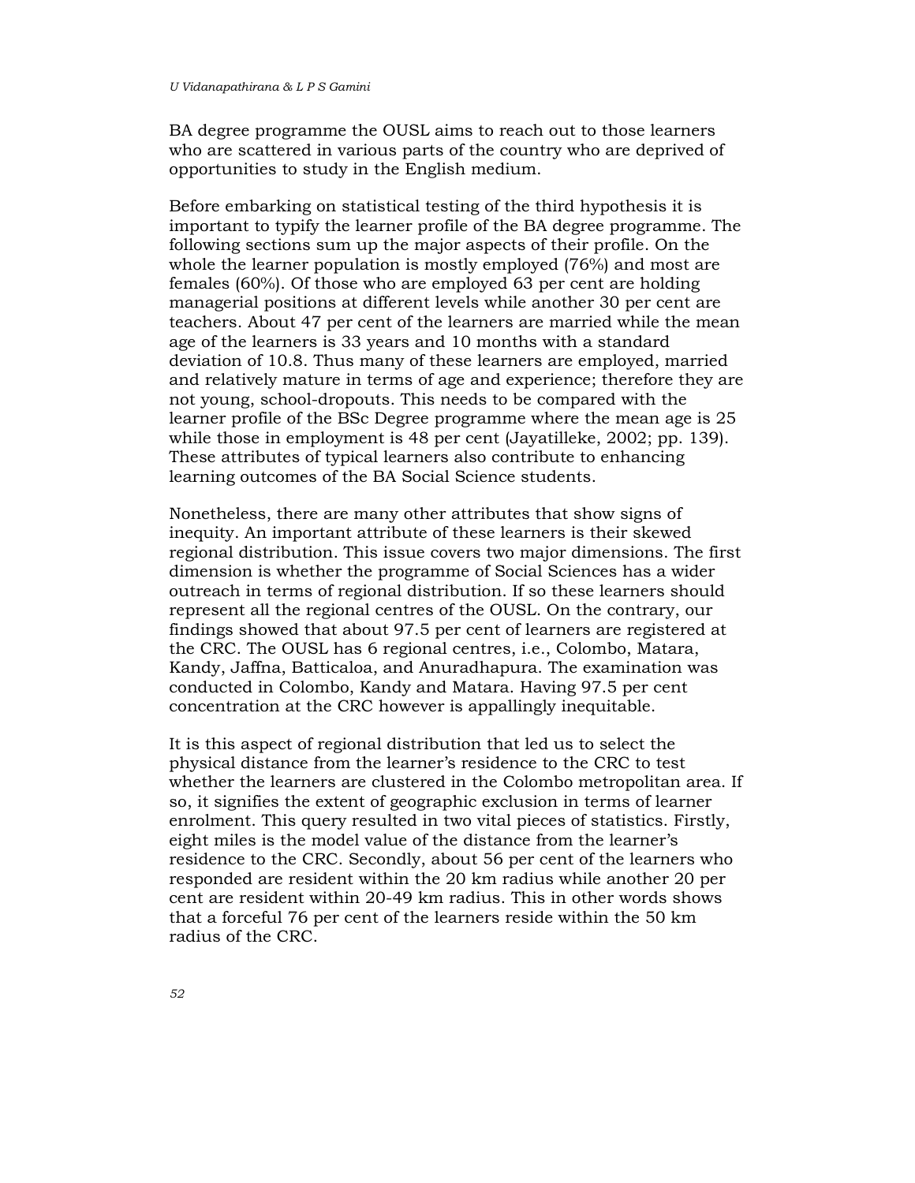BA degree programme the OUSL aims to reach out to those learners who are scattered in various parts of the country who are deprived of opportunities to study in the English medium.

Before embarking on statistical testing of the third hypothesis it is important to typify the learner profile of the BA degree programme. The following sections sum up the major aspects of their profile. On the whole the learner population is mostly employed (76%) and most are females (60%). Of those who are employed 63 per cent are holding managerial positions at different levels while another 30 per cent are teachers. About 47 per cent of the learners are married while the mean age of the learners is 33 years and 10 months with a standard deviation of 10.8. Thus many of these learners are employed, married and relatively mature in terms of age and experience; therefore they are not young, school-dropouts. This needs to be compared with the learner profile of the BSc Degree programme where the mean age is 25 while those in employment is 48 per cent (Jayatilleke, 2002; pp. 139). These attributes of typical learners also contribute to enhancing learning outcomes of the BA Social Science students.

Nonetheless, there are many other attributes that show signs of inequity. An important attribute of these learners is their skewed regional distribution. This issue covers two major dimensions. The first dimension is whether the programme of Social Sciences has a wider outreach in terms of regional distribution. If so these learners should represent all the regional centres of the OUSL. On the contrary, our findings showed that about 97.5 per cent of learners are registered at the CRC. The OUSL has 6 regional centres, i.e., Colombo, Matara, Kandy, Jaffna, Batticaloa, and Anuradhapura. The examination was conducted in Colombo, Kandy and Matara. Having 97.5 per cent concentration at the CRC however is appallingly inequitable.

It is this aspect of regional distribution that led us to select the physical distance from the learner's residence to the CRC to test whether the learners are clustered in the Colombo metropolitan area. If so, it signifies the extent of geographic exclusion in terms of learner enrolment. This query resulted in two vital pieces of statistics. Firstly, eight miles is the model value of the distance from the learner's residence to the CRC. Secondly, about 56 per cent of the learners who responded are resident within the 20 km radius while another 20 per cent are resident within 20-49 km radius. This in other words shows that a forceful 76 per cent of the learners reside within the 50 km radius of the CRC.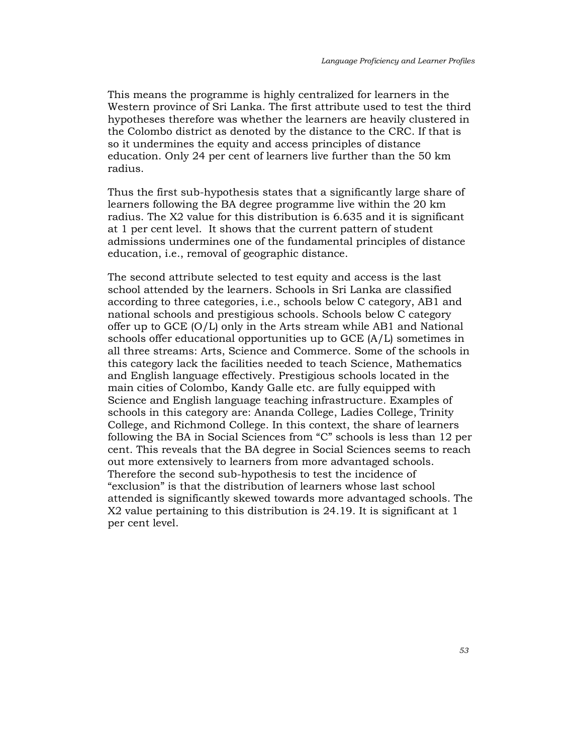This means the programme is highly centralized for learners in the Western province of Sri Lanka. The first attribute used to test the third hypotheses therefore was whether the learners are heavily clustered in the Colombo district as denoted by the distance to the CRC. If that is so it undermines the equity and access principles of distance education. Only 24 per cent of learners live further than the 50 km radius.

Thus the first sub-hypothesis states that a significantly large share of learners following the BA degree programme live within the 20 km radius. The X2 value for this distribution is 6.635 and it is significant at 1 per cent level. It shows that the current pattern of student admissions undermines one of the fundamental principles of distance education, i.e., removal of geographic distance.

The second attribute selected to test equity and access is the last school attended by the learners. Schools in Sri Lanka are classified according to three categories, i.e., schools below C category, AB1 and national schools and prestigious schools. Schools below C category offer up to GCE (O/L) only in the Arts stream while AB1 and National schools offer educational opportunities up to GCE (A/L) sometimes in all three streams: Arts, Science and Commerce. Some of the schools in this category lack the facilities needed to teach Science, Mathematics and English language effectively. Prestigious schools located in the main cities of Colombo, Kandy Galle etc. are fully equipped with Science and English language teaching infrastructure. Examples of schools in this category are: Ananda College, Ladies College, Trinity College, and Richmond College. In this context, the share of learners following the BA in Social Sciences from "C" schools is less than 12 per cent. This reveals that the BA degree in Social Sciences seems to reach out more extensively to learners from more advantaged schools. Therefore the second sub-hypothesis to test the incidence of "exclusion" is that the distribution of learners whose last school attended is significantly skewed towards more advantaged schools. The X2 value pertaining to this distribution is 24.19. It is significant at 1 per cent level.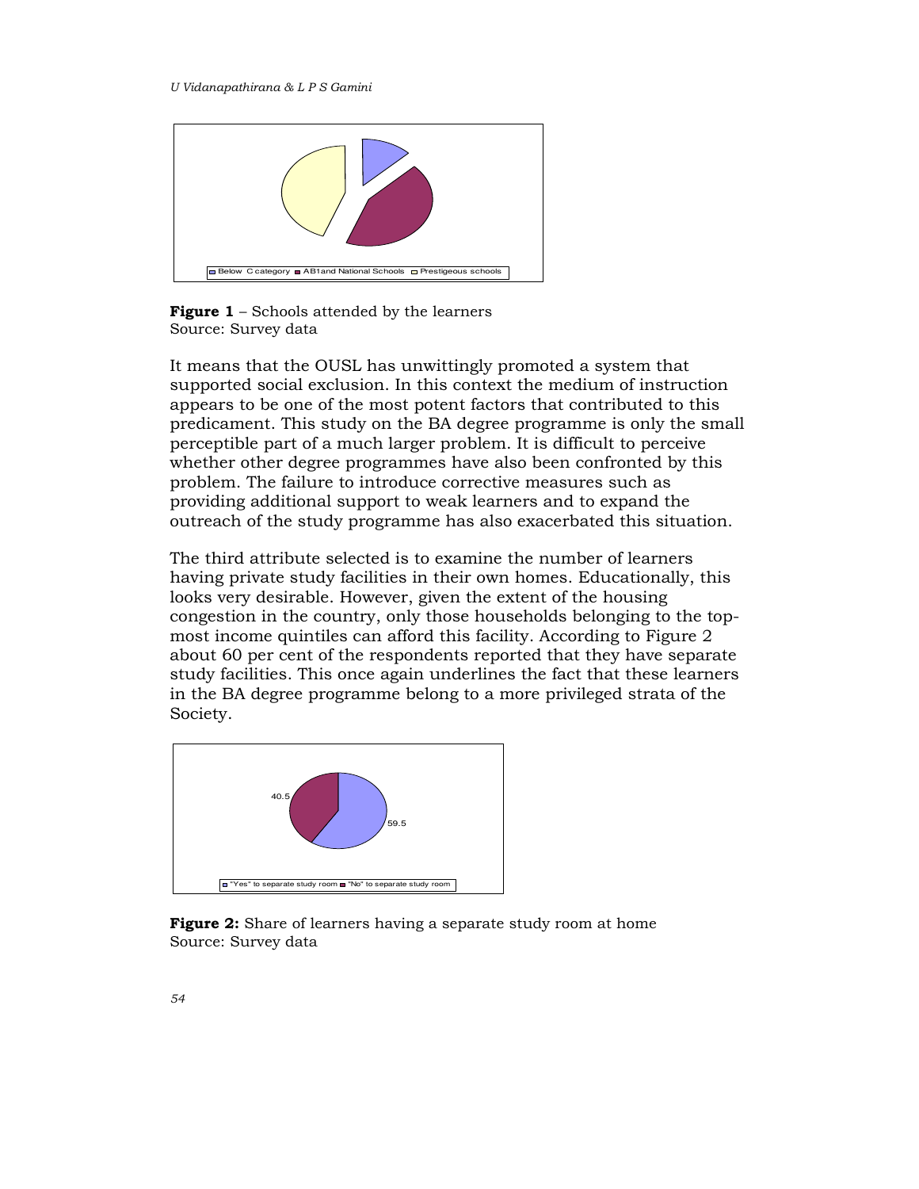**Figure 1** – Schools attended by the learners
Source: Survey data

It means that the OUSL has unwittingly promoted a system that supported social exclusion. In this context the medium of instruction appears to be one of the most potent factors that contributed to this predicament. This study on the BA degree programme is only the small perceptible part of a much larger problem. It is difficult to perceive whether other degree programmes have also been confronted by this problem. The failure to introduce corrective measures such as providing additional support to weak learners and to expand the outreach of the study programme has also exacerbated this situation.

The third attribute selected is to examine the number of learners having private study facilities in their own homes. Educationally, this looks very desirable. However, given the extent of the housing congestion in the country, only those households belonging to the top-most income quintiles can afford this facility. According to Figure 2 about 60 per cent of the respondents reported that they have separate study facilities. This once again underlines the fact that these learners in the BA degree programme belong to a more privileged strata of the Society.

**Figure 2:** Share of learners having a separate study room at home
Source: Survey data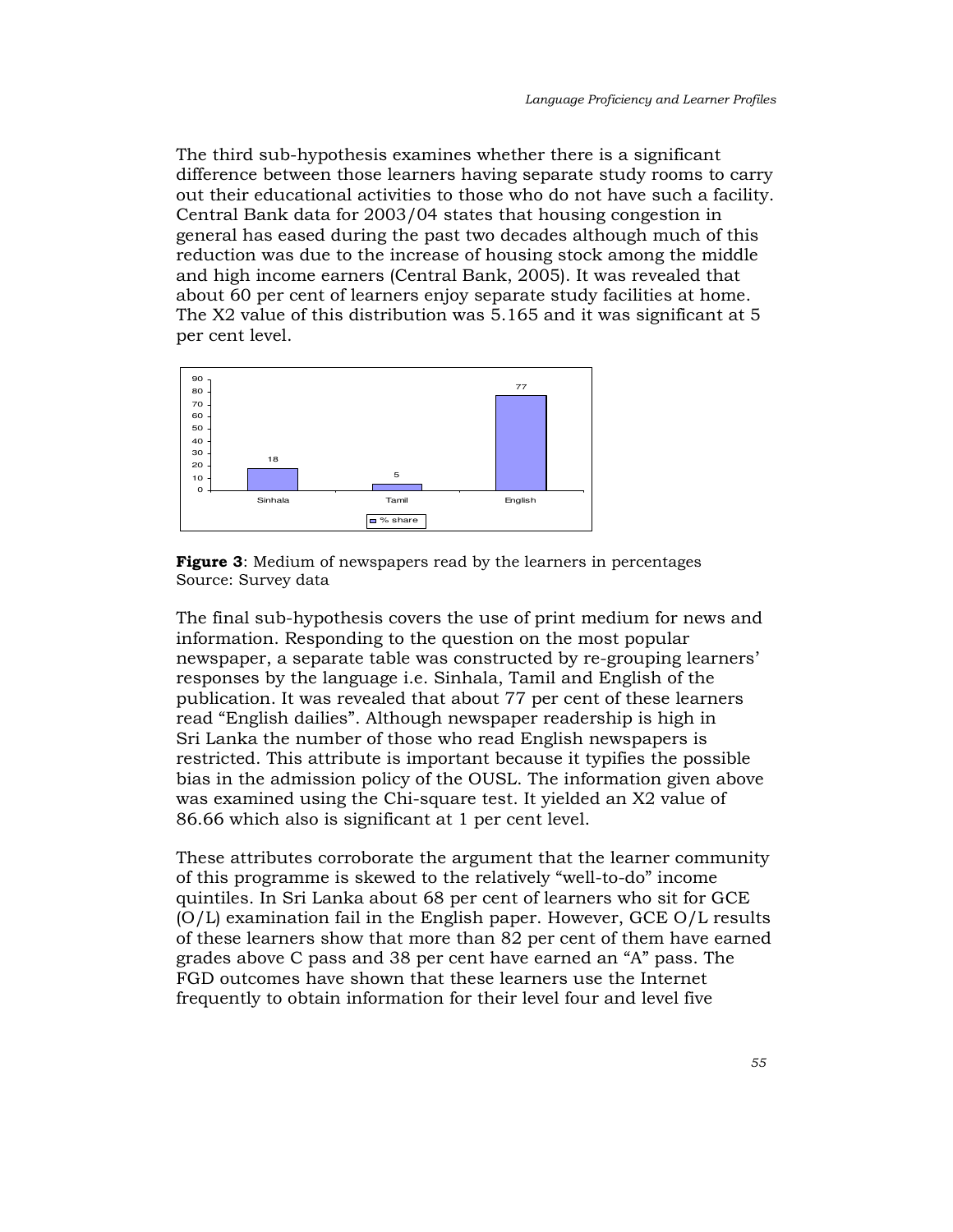The third sub-hypothesis examines whether there is a significant difference between those learners having separate study rooms to carry out their educational activities to those who do not have such a facility. Central Bank data for 2003/04 states that housing congestion in general has eased during the past two decades although much of this reduction was due to the increase of housing stock among the middle and high income earners (Central Bank, 2005). It was revealed that about 60 per cent of learners enjoy separate study facilities at home. The X2 value of this distribution was 5.165 and it was significant at 5 per cent level.

| | Sinhala | Tamil | English |
|---|---|---|---|
| % share | 18 | 5 | 77 |

**Figure 3**: Medium of newspapers read by the learners in percentages
Source: Survey data

The final sub-hypothesis covers the use of print medium for news and information. Responding to the question on the most popular newspaper, a separate table was constructed by re-grouping learners' responses by the language i.e. Sinhala, Tamil and English of the publication. It was revealed that about 77 per cent of these learners read "English dailies". Although newspaper readership is high in Sri Lanka the number of those who read English newspapers is restricted. This attribute is important because it typifies the possible bias in the admission policy of the OUSL. The information given above was examined using the Chi-square test. It yielded an X2 value of 86.66 which also is significant at 1 per cent level.

These attributes corroborate the argument that the learner community of this programme is skewed to the relatively "well-to-do" income quintiles. In Sri Lanka about 68 per cent of learners who sit for GCE (O/L) examination fail in the English paper. However, GCE O/L results of these learners show that more than 82 per cent of them have earned grades above C pass and 38 per cent have earned an "A" pass. The FGD outcomes have shown that these learners use the Internet frequently to obtain information for their level four and level five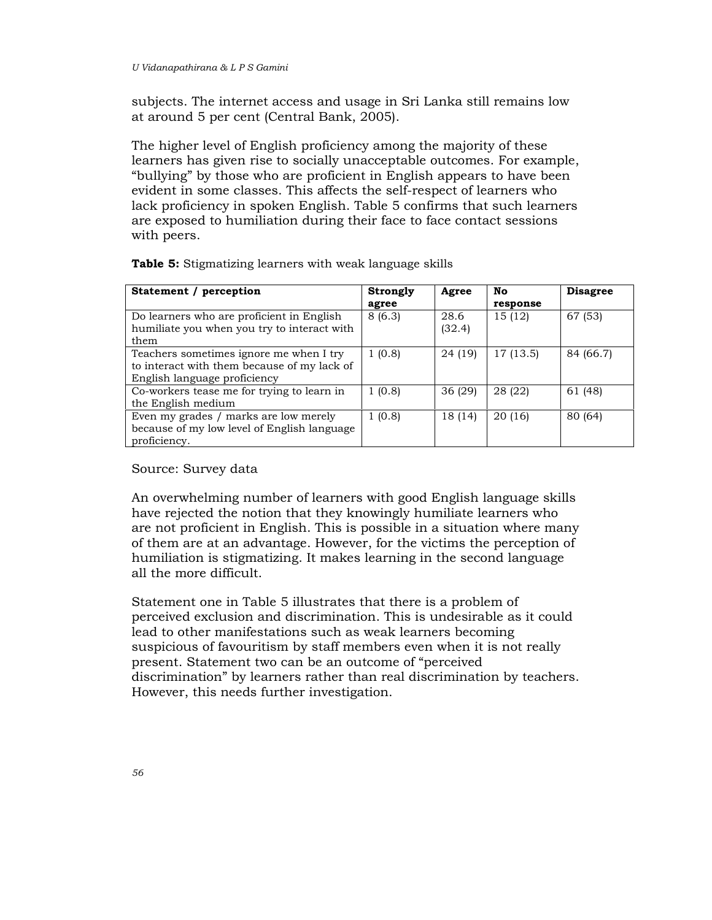subjects. The internet access and usage in Sri Lanka still remains low at around 5 per cent (Central Bank, 2005).

The higher level of English proficiency among the majority of these learners has given rise to socially unacceptable outcomes. For example, "bullying" by those who are proficient in English appears to have been evident in some classes. This affects the self-respect of learners who lack proficiency in spoken English. Table 5 confirms that such learners are exposed to humiliation during their face to face contact sessions with peers.

**Table 5:** Stigmatizing learners with weak language skills

| **Statement / perception** | **Strongly agree** | **Agree** | **No response** | **Disagree** |
|---|---|---|---|---|
| Do learners who are proficient in English humiliate you when you try to interact with them | 8 (6.3) | 28.6 (32.4) | 15 (12) | 67 (53) |
| Teachers sometimes ignore me when I try to interact with them because of my lack of English language proficiency | 1 (0.8) | 24 (19) | 17 (13.5) | 84 (66.7) |
| Co-workers tease me for trying to learn in the English medium | 1 (0.8) | 36 (29) | 28 (22) | 61 (48) |
| Even my grades / marks are low merely because of my low level of English language proficiency. | 1 (0.8) | 18 (14) | 20 (16) | 80 (64) |

Source: Survey data

An overwhelming number of learners with good English language skills have rejected the notion that they knowingly humiliate learners who are not proficient in English. This is possible in a situation where many of them are at an advantage. However, for the victims the perception of humiliation is stigmatizing. It makes learning in the second language all the more difficult.

Statement one in Table 5 illustrates that there is a problem of perceived exclusion and discrimination. This is undesirable as it could lead to other manifestations such as weak learners becoming suspicious of favouritism by staff members even when it is not really present. Statement two can be an outcome of "perceived discrimination" by learners rather than real discrimination by teachers. However, this needs further investigation.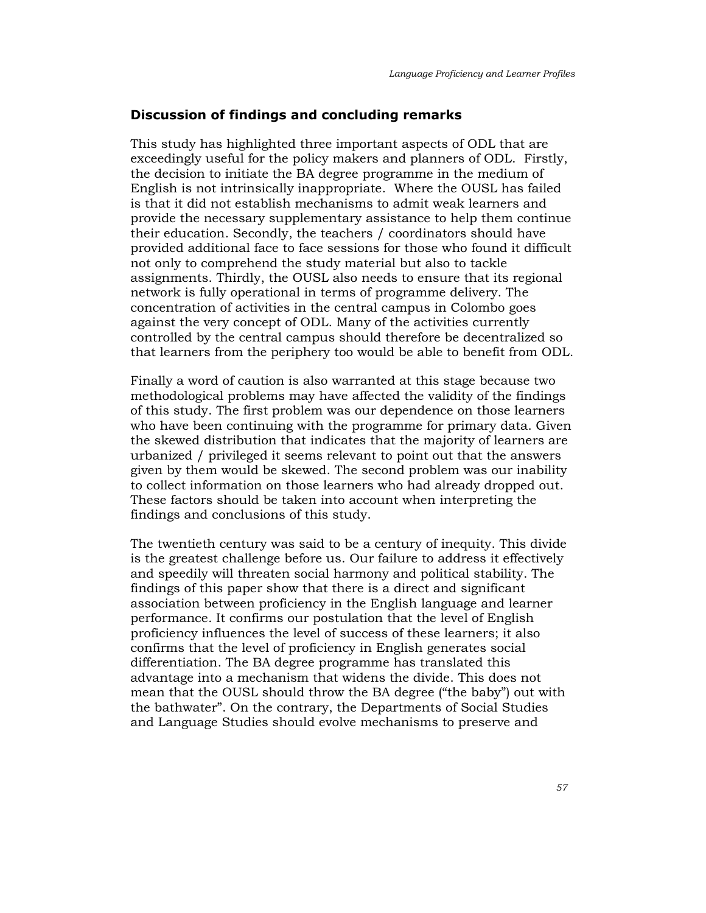## Discussion of findings and concluding remarks

This study has highlighted three important aspects of ODL that are exceedingly useful for the policy makers and planners of ODL. Firstly, the decision to initiate the BA degree programme in the medium of English is not intrinsically inappropriate. Where the OUSL has failed is that it did not establish mechanisms to admit weak learners and provide the necessary supplementary assistance to help them continue their education. Secondly, the teachers / coordinators should have provided additional face to face sessions for those who found it difficult not only to comprehend the study material but also to tackle assignments. Thirdly, the OUSL also needs to ensure that its regional network is fully operational in terms of programme delivery. The concentration of activities in the central campus in Colombo goes against the very concept of ODL. Many of the activities currently controlled by the central campus should therefore be decentralized so that learners from the periphery too would be able to benefit from ODL.

Finally a word of caution is also warranted at this stage because two methodological problems may have affected the validity of the findings of this study. The first problem was our dependence on those learners who have been continuing with the programme for primary data. Given the skewed distribution that indicates that the majority of learners are urbanized / privileged it seems relevant to point out that the answers given by them would be skewed. The second problem was our inability to collect information on those learners who had already dropped out. These factors should be taken into account when interpreting the findings and conclusions of this study.

The twentieth century was said to be a century of inequity. This divide is the greatest challenge before us. Our failure to address it effectively and speedily will threaten social harmony and political stability. The findings of this paper show that there is a direct and significant association between proficiency in the English language and learner performance. It confirms our postulation that the level of English proficiency influences the level of success of these learners; it also confirms that the level of proficiency in English generates social differentiation. The BA degree programme has translated this advantage into a mechanism that widens the divide. This does not mean that the OUSL should throw the BA degree ("the baby") out with the bathwater". On the contrary, the Departments of Social Studies and Language Studies should evolve mechanisms to preserve and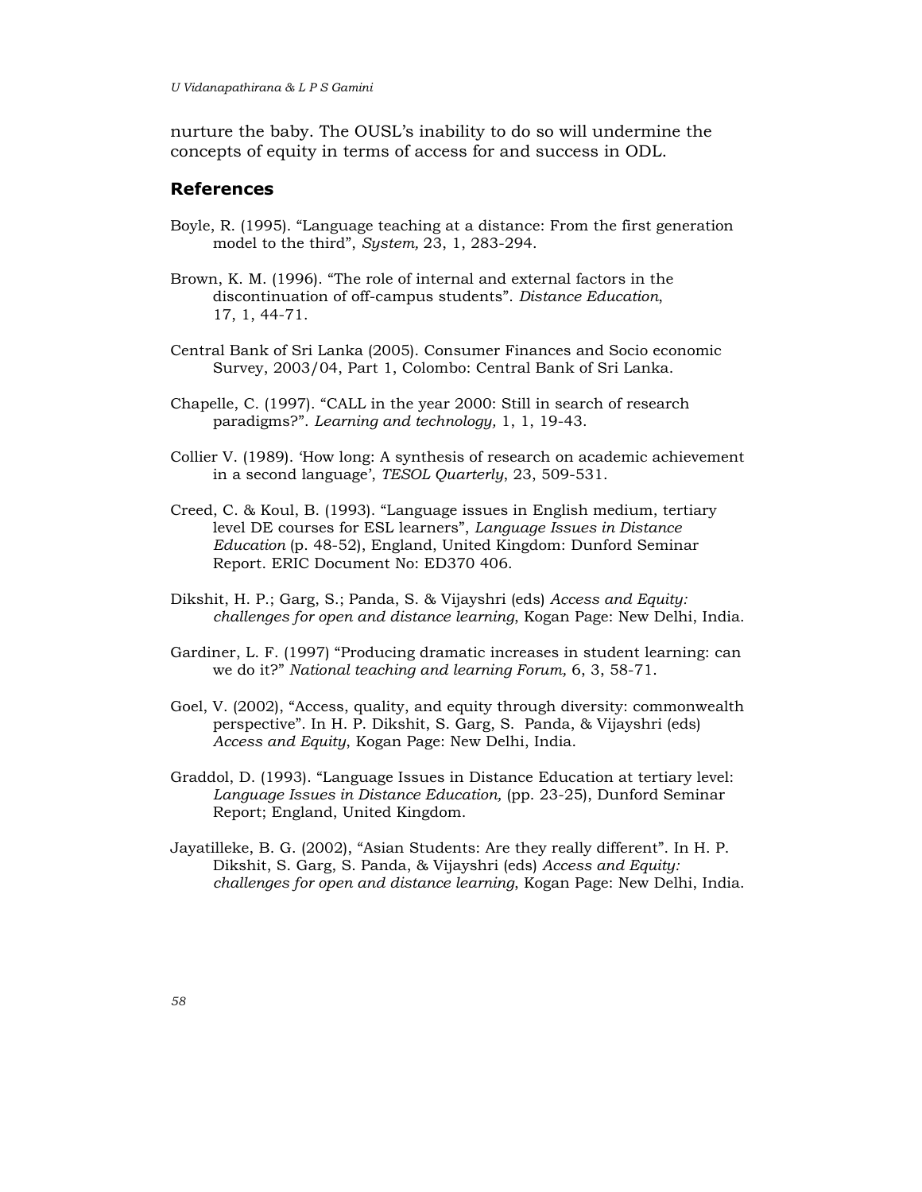nurture the baby. The OUSL's inability to do so will undermine the concepts of equity in terms of access for and success in ODL.

## References

Boyle, R. (1995). "Language teaching at a distance: From the first generation model to the third", *System,* 23, 1, 283-294.

Brown, K. M. (1996). "The role of internal and external factors in the discontinuation of off-campus students". *Distance Education*, 17, 1, 44-71.

Central Bank of Sri Lanka (2005). Consumer Finances and Socio economic Survey, 2003/04, Part 1, Colombo: Central Bank of Sri Lanka.

Chapelle, C. (1997). "CALL in the year 2000: Still in search of research paradigms?". *Learning and technology,* 1, 1, 19-43.

Collier V. (1989). 'How long: A synthesis of research on academic achievement in a second language', *TESOL Quarterly*, 23, 509-531.

Creed, C. & Koul, B. (1993). "Language issues in English medium, tertiary level DE courses for ESL learners", *Language Issues in Distance Education* (p. 48-52), England, United Kingdom: Dunford Seminar Report. ERIC Document No: ED370 406.

Dikshit, H. P.; Garg, S.; Panda, S. & Vijayshri (eds) *Access and Equity: challenges for open and distance learning*, Kogan Page: New Delhi, India.

Gardiner, L. F. (1997) "Producing dramatic increases in student learning: can we do it?" *National teaching and learning Forum,* 6, 3, 58-71.

Goel, V. (2002), "Access, quality, and equity through diversity: commonwealth perspective". In H. P. Dikshit, S. Garg, S. Panda, & Vijayshri (eds) *Access and Equity*, Kogan Page: New Delhi, India.

Graddol, D. (1993). "Language Issues in Distance Education at tertiary level: *Language Issues in Distance Education,* (pp. 23-25), Dunford Seminar Report; England, United Kingdom.

Jayatilleke, B. G. (2002), "Asian Students: Are they really different". In H. P. Dikshit, S. Garg, S. Panda, & Vijayshri (eds) *Access and Equity: challenges for open and distance learning*, Kogan Page: New Delhi, India.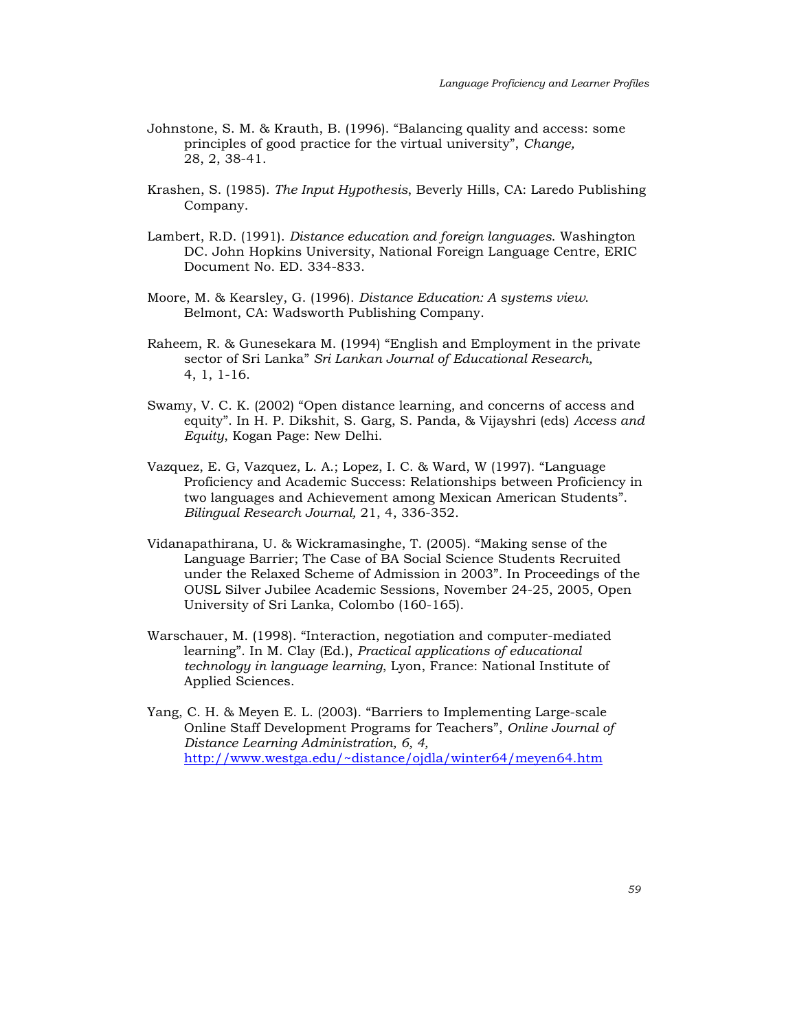Johnstone, S. M. & Krauth, B. (1996). "Balancing quality and access: some principles of good practice for the virtual university", *Change,* 28, 2, 38-41.

Krashen, S. (1985). *The Input Hypothesis*, Beverly Hills, CA: Laredo Publishing Company.

Lambert, R.D. (1991). *Distance education and foreign languages*. Washington DC. John Hopkins University, National Foreign Language Centre, ERIC Document No. ED. 334-833.

Moore, M. & Kearsley, G. (1996). *Distance Education: A systems view*. Belmont, CA: Wadsworth Publishing Company.

Raheem, R. & Gunesekara M. (1994) "English and Employment in the private sector of Sri Lanka" *Sri Lankan Journal of Educational Research,* 4, 1, 1-16.

Swamy, V. C. K. (2002) "Open distance learning, and concerns of access and equity". In H. P. Dikshit, S. Garg, S. Panda, & Vijayshri (eds) *Access and Equity*, Kogan Page: New Delhi.

Vazquez, E. G, Vazquez, L. A.; Lopez, I. C. & Ward, W (1997). "Language Proficiency and Academic Success: Relationships between Proficiency in two languages and Achievement among Mexican American Students". *Bilingual Research Journal,* 21, 4, 336-352.

Vidanapathirana, U. & Wickramasinghe, T. (2005). "Making sense of the Language Barrier; The Case of BA Social Science Students Recruited under the Relaxed Scheme of Admission in 2003". In Proceedings of the OUSL Silver Jubilee Academic Sessions, November 24-25, 2005, Open University of Sri Lanka, Colombo (160-165).

Warschauer, M. (1998). "Interaction, negotiation and computer-mediated learning". In M. Clay (Ed.), *Practical applications of educational technology in language learning*, Lyon, France: National Institute of Applied Sciences.

Yang, C. H. & Meyen E. L. (2003). "Barriers to Implementing Large-scale Online Staff Development Programs for Teachers", *Online Journal of Distance Learning Administration, 6, 4,* http://www.westga.edu/~distance/ojdla/winter64/meyen64.htm